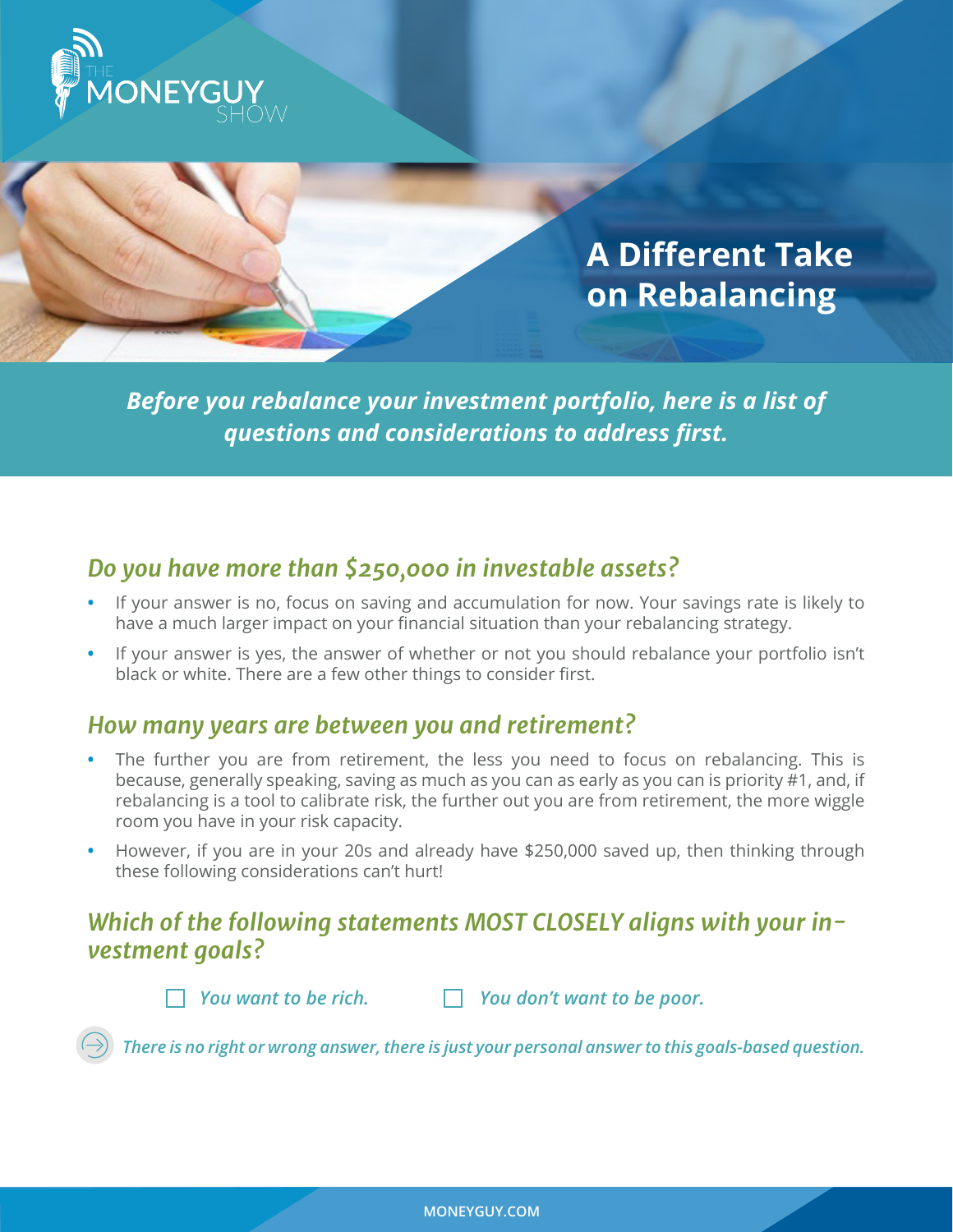# A Different Take on Rebalancing

***Before you rebalance your investment portfolio, here is a list of questions and considerations to address first.***

## *Do you have more than $250,000 in investable assets?*

- If your answer is no, focus on saving and accumulation for now. Your savings rate is likely to have a much larger impact on your financial situation than your rebalancing strategy.
- If your answer is yes, the answer of whether or not you should rebalance your portfolio isn't black or white. There are a few other things to consider first.

## *How many years are between you and retirement?*

- The further you are from retirement, the less you need to focus on rebalancing. This is because, generally speaking, saving as much as you can as early as you can is priority #1, and, if rebalancing is a tool to calibrate risk, the further out you are from retirement, the more wiggle room you have in your risk capacity.
- However, if you are in your 20s and already have $250,000 saved up, then thinking through these following considerations can't hurt!

## *Which of the following statements MOST CLOSELY aligns with your investment goals?*

☐ *You want to be rich.* ☐ *You don't want to be poor.*

*There is no right or wrong answer, there is just your personal answer to this goals-based question.*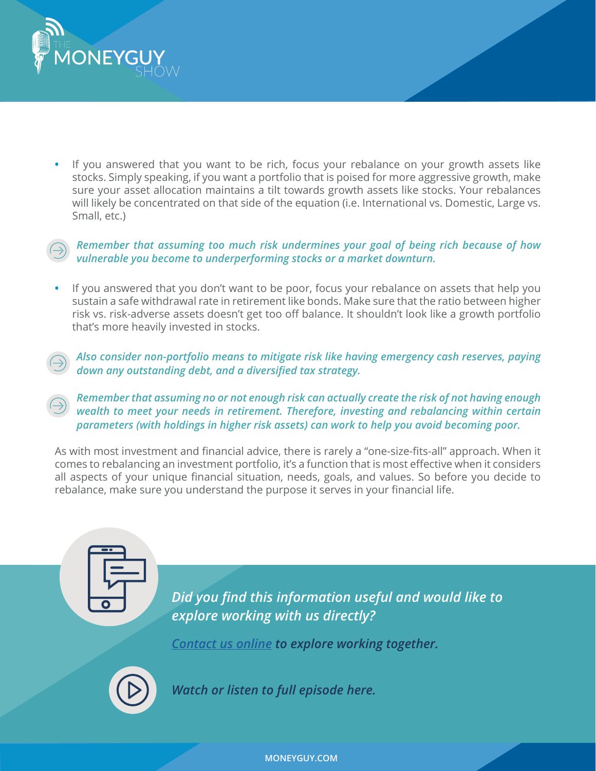- If you answered that you want to be rich, focus your rebalance on your growth assets like stocks. Simply speaking, if you want a portfolio that is poised for more aggressive growth, make sure your asset allocation maintains a tilt towards growth assets like stocks. Your rebalances will likely be concentrated on that side of the equation (i.e. International vs. Domestic, Large vs. Small, etc.)

***Remember that assuming too much risk undermines your goal of being rich because of how vulnerable you become to underperforming stocks or a market downturn.***

- If you answered that you don't want to be poor, focus your rebalance on assets that help you sustain a safe withdrawal rate in retirement like bonds. Make sure that the ratio between higher risk vs. risk-adverse assets doesn't get too off balance. It shouldn't look like a growth portfolio that's more heavily invested in stocks.

***Also consider non-portfolio means to mitigate risk like having emergency cash reserves, paying down any outstanding debt, and a diversified tax strategy.***

***Remember that assuming no or not enough risk can actually create the risk of not having enough wealth to meet your needs in retirement. Therefore, investing and rebalancing within certain parameters (with holdings in higher risk assets) can work to help you avoid becoming poor.***

As with most investment and financial advice, there is rarely a "one-size-fits-all" approach. When it comes to rebalancing an investment portfolio, it's a function that is most effective when it considers all aspects of your unique financial situation, needs, goals, and values. So before you decide to rebalance, make sure you understand the purpose it serves in your financial life.

***Did you find this information useful and would like to explore working with us directly?***

***Contact us online to explore working together.***

***Watch or listen to full episode here.***

MONEYGUY.COM